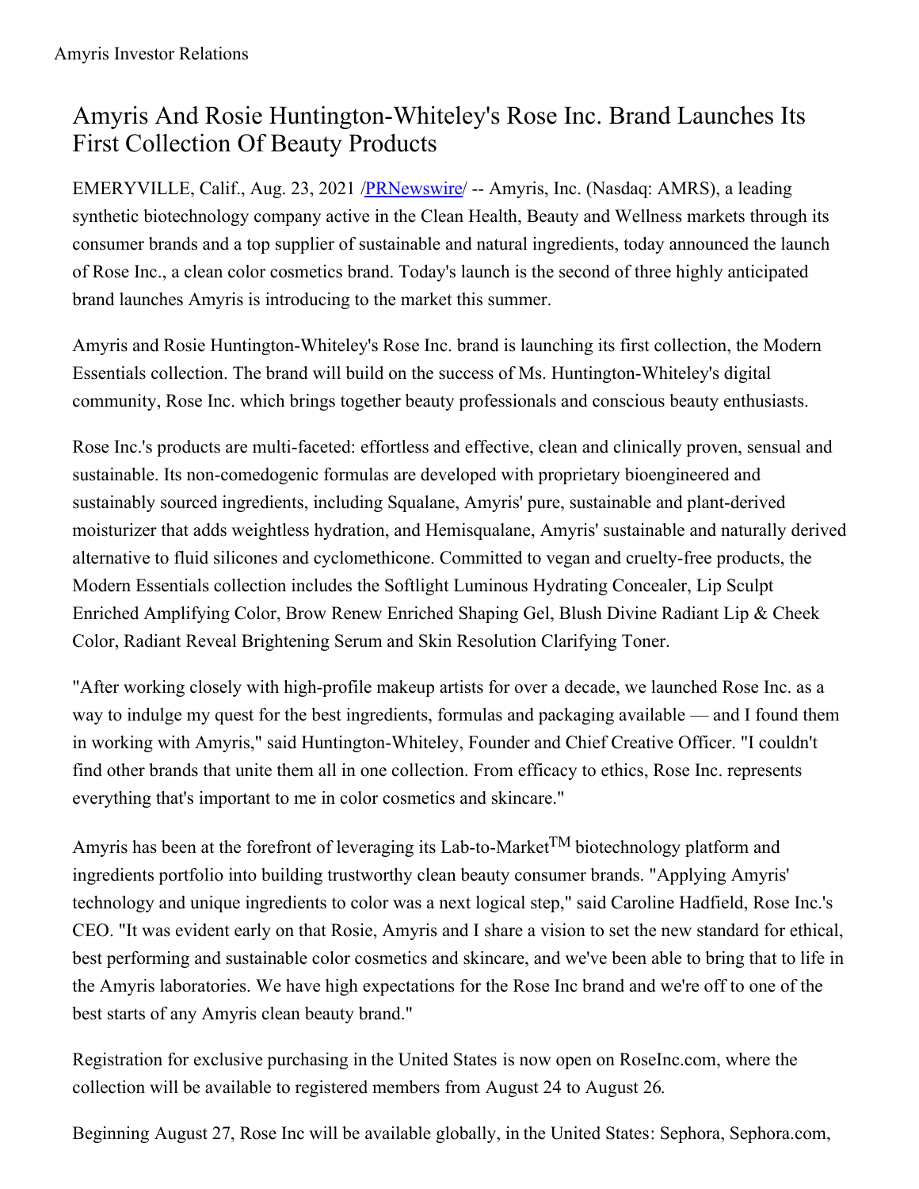# Amyris And Rosie Huntington-Whiteley's Rose Inc. Brand Launches Its First Collection Of Beauty Products

EMERYVILLE, Calif., Aug. 23, 2021 /PRNewswire/ -- Amyris, Inc. (Nasdaq: AMRS), a leading synthetic biotechnology company active in the Clean Health, Beauty and Wellness markets through its consumer brands and a top supplier of sustainable and natural ingredients, today announced the launch of Rose Inc., a clean color cosmetics brand. Today's launch is the second of three highly anticipated brand launches Amyris is introducing to the market this summer.

Amyris and Rosie Huntington-Whiteley's Rose Inc. brand is launching its first collection, the Modern Essentials collection. The brand will build on the success of Ms. Huntington-Whiteley's digital community, Rose Inc. which brings together beauty professionals and conscious beauty enthusiasts.

Rose Inc.'s products are multi-faceted: effortless and effective, clean and clinically proven, sensual and sustainable. Its non-comedogenic formulas are developed with proprietary bioengineered and sustainably sourced ingredients, including Squalane, Amyris' pure, sustainable and plant-derived moisturizer that adds weightless hydration, and Hemisqualane, Amyris' sustainable and naturally derived alternative to fluid silicones and cyclomethicone. Committed to vegan and cruelty-free products, the Modern Essentials collection includes the Softlight Luminous Hydrating Concealer, Lip Sculpt Enriched Amplifying Color, Brow Renew Enriched Shaping Gel, Blush Divine Radiant Lip & Cheek Color, Radiant Reveal Brightening Serum and Skin Resolution Clarifying Toner.

"After working closely with high-profile makeup artists for over a decade, we launched Rose Inc. as a way to indulge my quest for the best ingredients, formulas and packaging available — and I found them in working with Amyris," said Huntington-Whiteley, Founder and Chief Creative Officer. "I couldn't find other brands that unite them all in one collection. From efficacy to ethics, Rose Inc. represents everything that's important to me in color cosmetics and skincare."

Amyris has been at the forefront of leveraging its Lab-to-Market™ biotechnology platform and ingredients portfolio into building trustworthy clean beauty consumer brands. "Applying Amyris' technology and unique ingredients to color was a next logical step," said Caroline Hadfield, Rose Inc.'s CEO. "It was evident early on that Rosie, Amyris and I share a vision to set the new standard for ethical, best performing and sustainable color cosmetics and skincare, and we've been able to bring that to life in the Amyris laboratories. We have high expectations for the Rose Inc brand and we're off to one of the best starts of any Amyris clean beauty brand."

Registration for exclusive purchasing in the United States is now open on RoseInc.com, where the collection will be available to registered members from August 24 to August 26.

Beginning August 27, Rose Inc will be available globally, in the United States: Sephora, Sephora.com,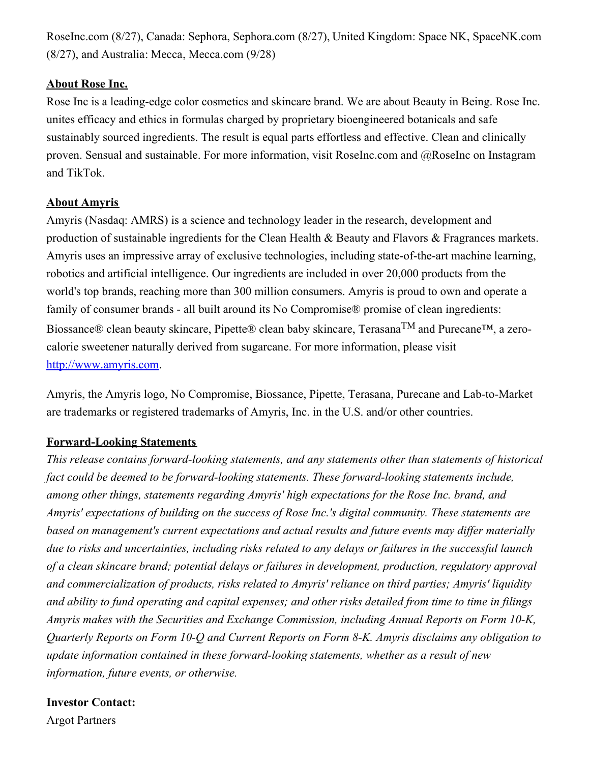RoseInc.com (8/27), Canada: Sephora, Sephora.com (8/27), United Kingdom: Space NK, SpaceNK.com (8/27), and Australia: Mecca, Mecca.com (9/28)

**About Rose Inc.**

Rose Inc is a leading-edge color cosmetics and skincare brand. We are about Beauty in Being. Rose Inc. unites efficacy and ethics in formulas charged by proprietary bioengineered botanicals and safe sustainably sourced ingredients. The result is equal parts effortless and effective. Clean and clinically proven. Sensual and sustainable. For more information, visit RoseInc.com and @RoseInc on Instagram and TikTok.

**About Amyris**

Amyris (Nasdaq: AMRS) is a science and technology leader in the research, development and production of sustainable ingredients for the Clean Health & Beauty and Flavors & Fragrances markets. Amyris uses an impressive array of exclusive technologies, including state-of-the-art machine learning, robotics and artificial intelligence. Our ingredients are included in over 20,000 products from the world's top brands, reaching more than 300 million consumers. Amyris is proud to own and operate a family of consumer brands - all built around its No Compromise® promise of clean ingredients: Biossance® clean beauty skincare, Pipette® clean baby skincare, Terasana™ and Purecane™, a zero-calorie sweetener naturally derived from sugarcane. For more information, please visit [http://www.amyris.com](http://www.amyris.com).

Amyris, the Amyris logo, No Compromise, Biossance, Pipette, Terasana, Purecane and Lab-to-Market are trademarks or registered trademarks of Amyris, Inc. in the U.S. and/or other countries.

**Forward-Looking Statements**

*This release contains forward-looking statements, and any statements other than statements of historical fact could be deemed to be forward-looking statements. These forward-looking statements include, among other things, statements regarding Amyris' high expectations for the Rose Inc. brand, and Amyris' expectations of building on the success of Rose Inc.'s digital community. These statements are based on management's current expectations and actual results and future events may differ materially due to risks and uncertainties, including risks related to any delays or failures in the successful launch of a clean skincare brand; potential delays or failures in development, production, regulatory approval and commercialization of products, risks related to Amyris' reliance on third parties; Amyris' liquidity and ability to fund operating and capital expenses; and other risks detailed from time to time in filings Amyris makes with the Securities and Exchange Commission, including Annual Reports on Form 10-K, Quarterly Reports on Form 10-Q and Current Reports on Form 8-K. Amyris disclaims any obligation to update information contained in these forward-looking statements, whether as a result of new information, future events, or otherwise.*

**Investor Contact:**

Argot Partners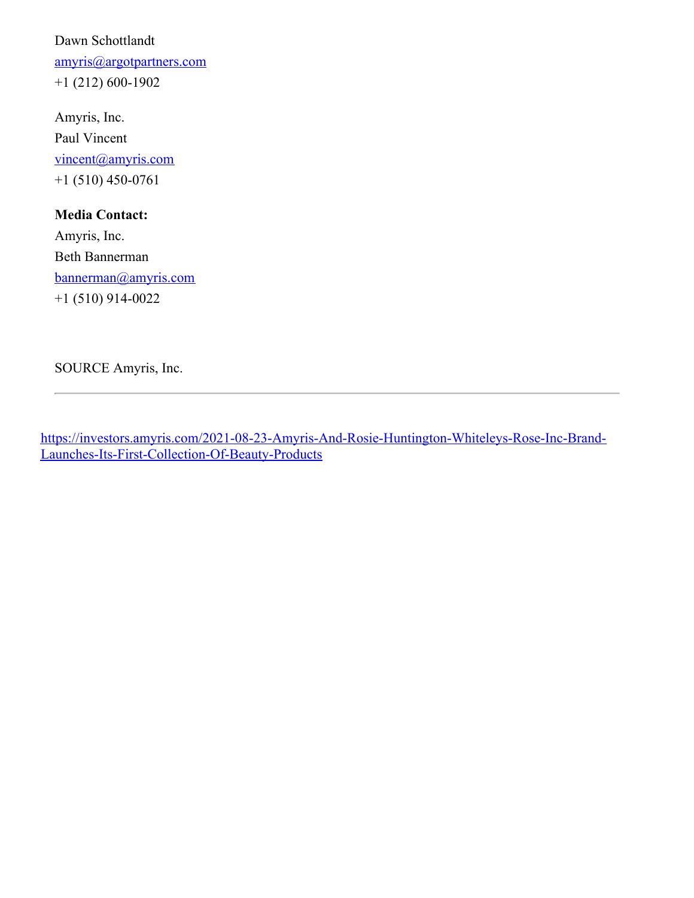Dawn Schottlandt
amyris@argotpartners.com
+1 (212) 600-1902

Amyris, Inc.
Paul Vincent
vincent@amyris.com
+1 (510) 450-0761

**Media Contact:**
Amyris, Inc.
Beth Bannerman
bannerman@amyris.com
+1 (510) 914-0022

SOURCE Amyris, Inc.

---

https://investors.amyris.com/2021-08-23-Amyris-And-Rosie-Huntington-Whiteleys-Rose-Inc-Brand-Launches-Its-First-Collection-Of-Beauty-Products